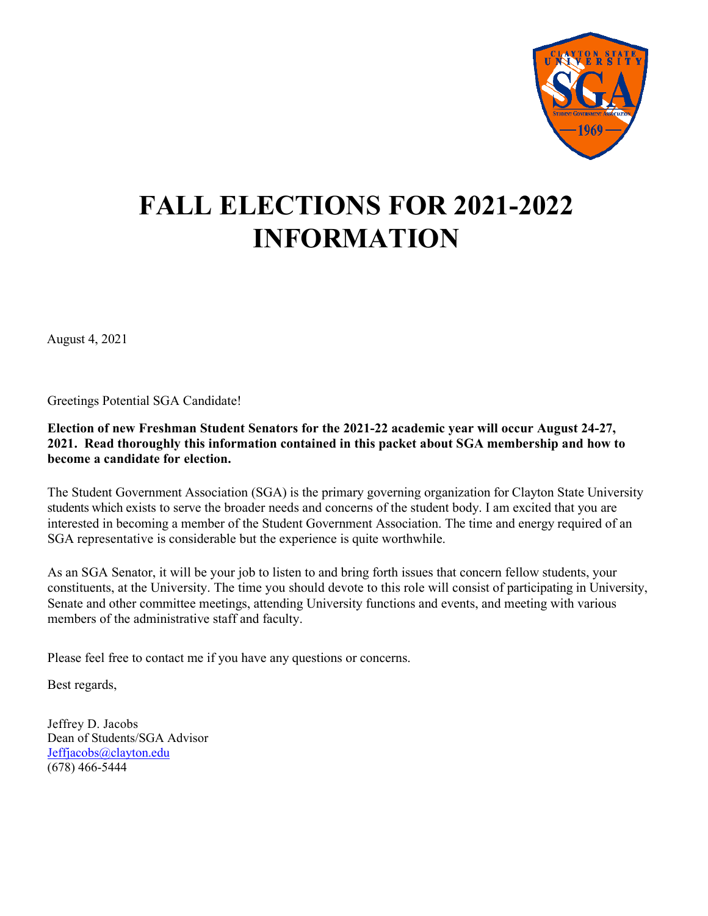# FALL ELECTIONS FOR 2021-2022 INFORMATION

August 4, 2021

Greetings Potential SGA Candidate!

**Election of new Freshman Student Senators for the 2021-22 academic year will occur August 24-27, 2021. Read thoroughly this information contained in this packet about SGA membership and how to become a candidate for election.**

The Student Government Association (SGA) is the primary governing organization for Clayton State University students which exists to serve the broader needs and concerns of the student body. I am excited that you are interested in becoming a member of the Student Government Association. The time and energy required of an SGA representative is considerable but the experience is quite worthwhile.

As an SGA Senator, it will be your job to listen to and bring forth issues that concern fellow students, your constituents, at the University. The time you should devote to this role will consist of participating in University, Senate and other committee meetings, attending University functions and events, and meeting with various members of the administrative staff and faculty.

Please feel free to contact me if you have any questions or concerns.

Best regards,

Jeffrey D. Jacobs
Dean of Students/SGA Advisor
Jeffjacobs@clayton.edu
(678) 466-5444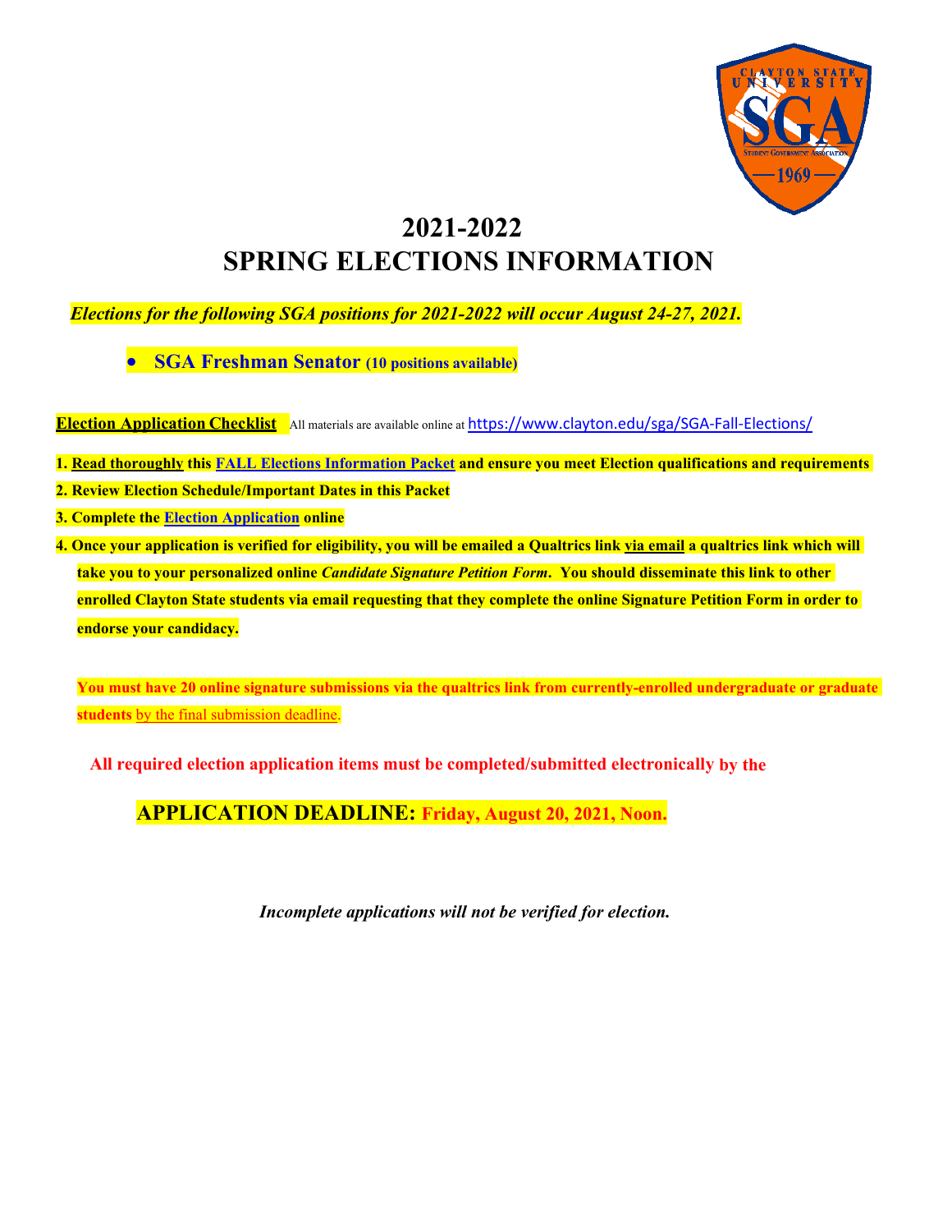# 2021-2022
# SPRING ELECTIONS INFORMATION

***Elections for the following SGA positions for 2021-2022 will occur August 24-27, 2021.***

- **SGA Freshman Senator (10 positions available)**

**Election Application Checklist** All materials are available online at https://www.clayton.edu/sga/SGA-Fall-Elections/

**1. Read thoroughly this FALL Elections Information Packet and ensure you meet Election qualifications and requirements**

**2. Review Election Schedule/Important Dates in this Packet**

**3. Complete the Election Application online**

**4. Once your application is verified for eligibility, you will be emailed a Qualtrics link via email a qualtrics link which will take you to your personalized online *Candidate Signature Petition Form*. You should disseminate this link to other enrolled Clayton State students via email requesting that they complete the online Signature Petition Form in order to endorse your candidacy.**

**You must have 20 online signature submissions via the qualtrics link from currently-enrolled undergraduate or graduate students** by the final submission deadline.

**All required election application items must be completed/submitted electronically by the**

**APPLICATION DEADLINE: Friday, August 20, 2021, Noon.**

***Incomplete applications will not be verified for election.***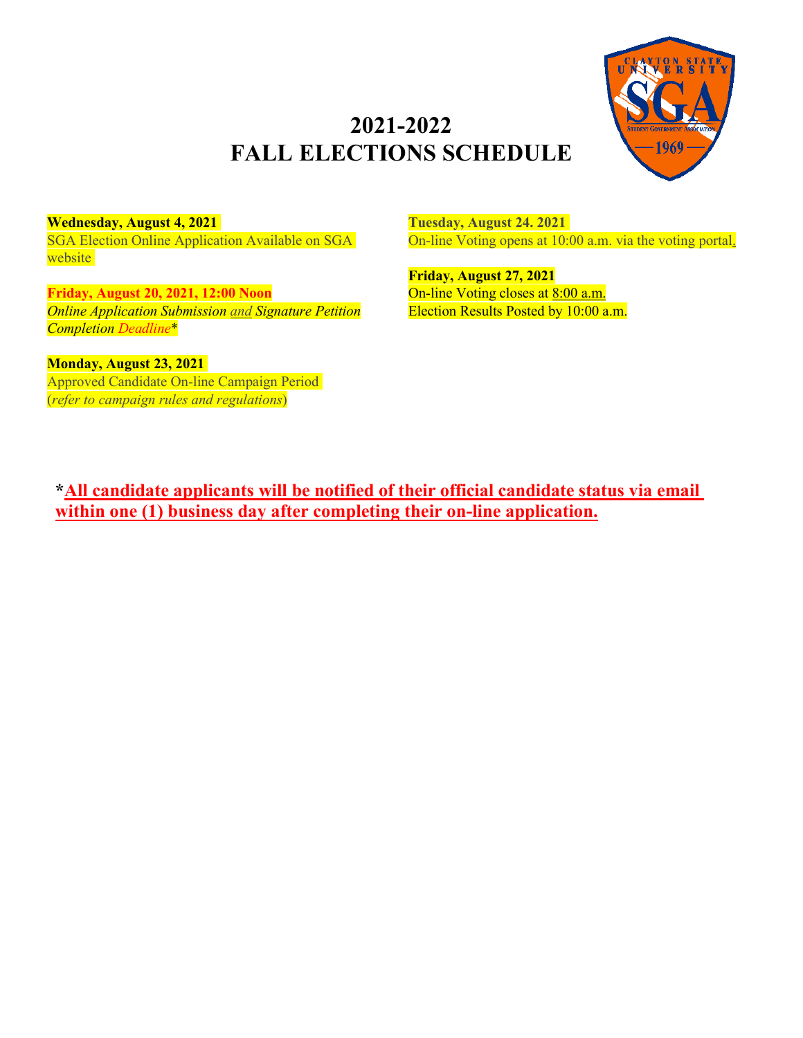# 2021-2022
# FALL ELECTIONS SCHEDULE

**Wednesday, August 4, 2021**
SGA Election Online Application Available on SGA website

**Friday, August 20, 2021, 12:00 Noon**
*Online Application Submission and Signature Petition Completion Deadline**

**Monday, August 23, 2021**
Approved Candidate On-line Campaign Period
(*refer to campaign rules and regulations*)

**Tuesday, August 24. 2021**
On-line Voting opens at 10:00 a.m. via the voting portal.

**Friday, August 27, 2021**
On-line Voting closes at 8:00 a.m.
Election Results Posted by 10:00 a.m.

**\*All candidate applicants will be notified of their official candidate status via email within one (1) business day after completing their on-line application.**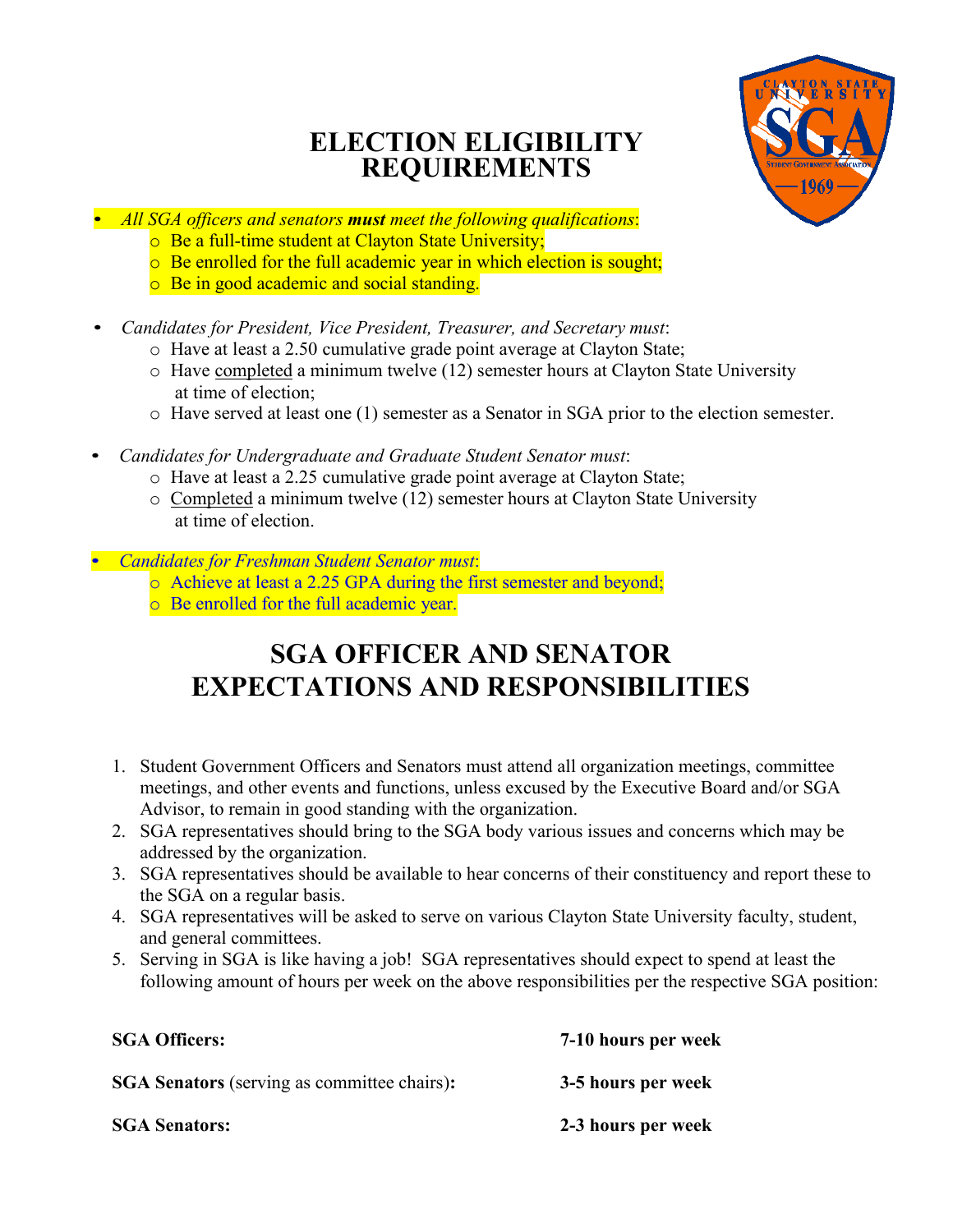# ELECTION ELIGIBILITY REQUIREMENTS

- *All SGA officers and senators* ***must*** *meet the following qualifications*:
  - Be a full-time student at Clayton State University;
  - Be enrolled for the full academic year in which election is sought;
  - Be in good academic and social standing.

- *Candidates for President, Vice President, Treasurer, and Secretary must*:
  - Have at least a 2.50 cumulative grade point average at Clayton State;
  - Have completed a minimum twelve (12) semester hours at Clayton State University at time of election;
  - Have served at least one (1) semester as a Senator in SGA prior to the election semester.

- *Candidates for Undergraduate and Graduate Student Senator must*:
  - Have at least a 2.25 cumulative grade point average at Clayton State;
  - Completed a minimum twelve (12) semester hours at Clayton State University at time of election.

- *Candidates for Freshman Student Senator must*:
  - Achieve at least a 2.25 GPA during the first semester and beyond;
  - Be enrolled for the full academic year.

# SGA OFFICER AND SENATOR EXPECTATIONS AND RESPONSIBILITIES

1. Student Government Officers and Senators must attend all organization meetings, committee meetings, and other events and functions, unless excused by the Executive Board and/or SGA Advisor, to remain in good standing with the organization.
2. SGA representatives should bring to the SGA body various issues and concerns which may be addressed by the organization.
3. SGA representatives should be available to hear concerns of their constituency and report these to the SGA on a regular basis.
4. SGA representatives will be asked to serve on various Clayton State University faculty, student, and general committees.
5. Serving in SGA is like having a job! SGA representatives should expect to spend at least the following amount of hours per week on the above responsibilities per the respective SGA position:

| | |
|---|---|
| **SGA Officers:** | **7-10 hours per week** |
| **SGA Senators** (serving as committee chairs)**:** | **3-5 hours per week** |
| **SGA Senators:** | **2-3 hours per week** |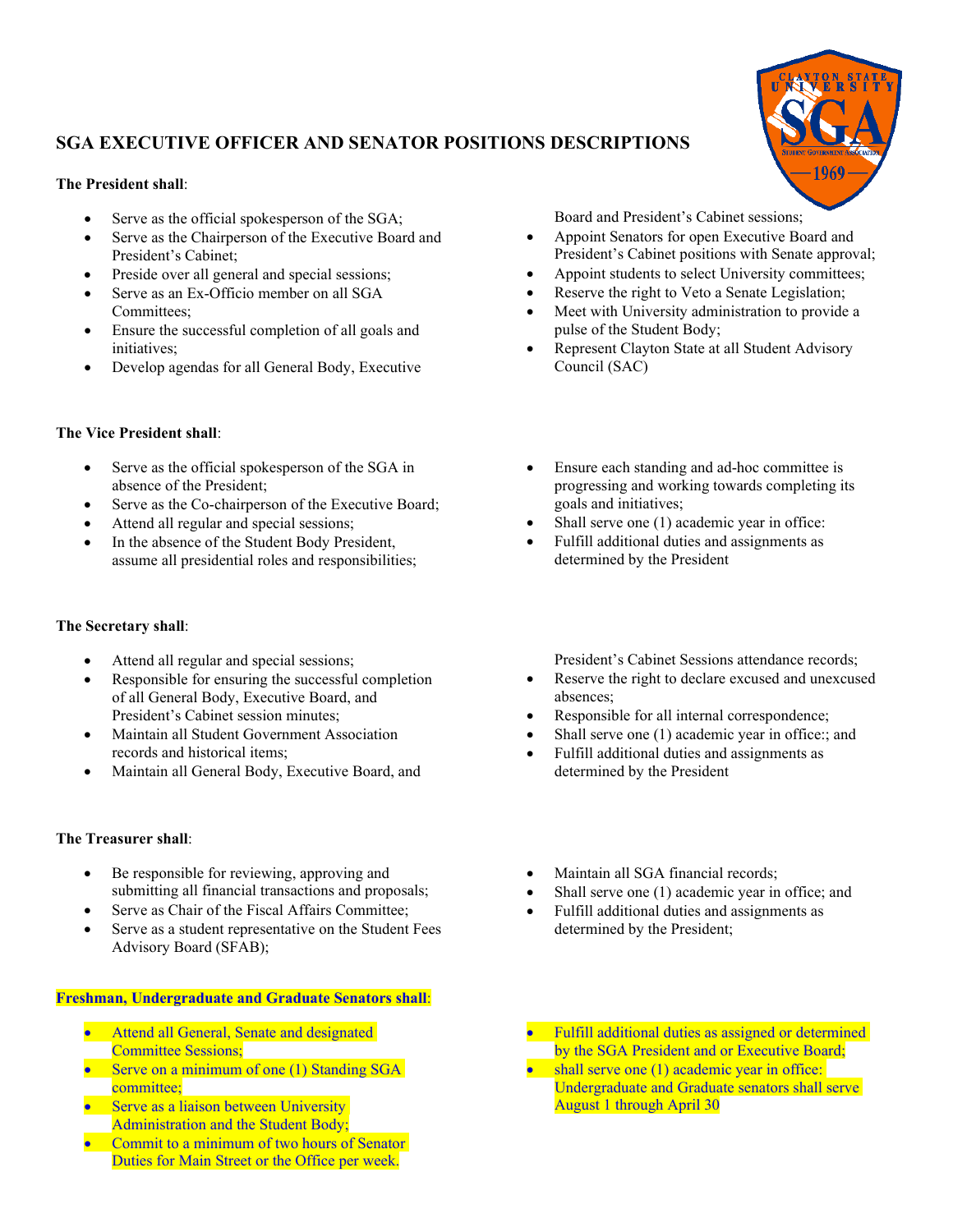## SGA EXECUTIVE OFFICER AND SENATOR POSITIONS DESCRIPTIONS

**The President shall**:

- Serve as the official spokesperson of the SGA;
- Serve as the Chairperson of the Executive Board and President's Cabinet;
- Preside over all general and special sessions;
- Serve as an Ex-Officio member on all SGA Committees;
- Ensure the successful completion of all goals and initiatives;
- Develop agendas for all General Body, Executive Board and President's Cabinet sessions;
- Appoint Senators for open Executive Board and President's Cabinet positions with Senate approval;
- Appoint students to select University committees;
- Reserve the right to Veto a Senate Legislation;
- Meet with University administration to provide a pulse of the Student Body;
- Represent Clayton State at all Student Advisory Council (SAC)

**The Vice President shall**:

- Serve as the official spokesperson of the SGA in absence of the President;
- Serve as the Co-chairperson of the Executive Board;
- Attend all regular and special sessions;
- In the absence of the Student Body President, assume all presidential roles and responsibilities;
- Ensure each standing and ad-hoc committee is progressing and working towards completing its goals and initiatives;
- Shall serve one (1) academic year in office:
- Fulfill additional duties and assignments as determined by the President

**The Secretary shall**:

- Attend all regular and special sessions;
- Responsible for ensuring the successful completion of all General Body, Executive Board, and President's Cabinet session minutes;
- Maintain all Student Government Association records and historical items;
- Maintain all General Body, Executive Board, and President's Cabinet Sessions attendance records;
- Reserve the right to declare excused and unexcused absences;
- Responsible for all internal correspondence;
- Shall serve one (1) academic year in office:; and
- Fulfill additional duties and assignments as determined by the President

**The Treasurer shall**:

- Be responsible for reviewing, approving and submitting all financial transactions and proposals;
- Serve as Chair of the Fiscal Affairs Committee;
- Serve as a student representative on the Student Fees Advisory Board (SFAB);
- Maintain all SGA financial records;
- Shall serve one (1) academic year in office; and
- Fulfill additional duties and assignments as determined by the President;

**Freshman, Undergraduate and Graduate Senators shall**:

- Attend all General, Senate and designated Committee Sessions;
- Serve on a minimum of one (1) Standing SGA committee;
- Serve as a liaison between University Administration and the Student Body;
- Commit to a minimum of two hours of Senator Duties for Main Street or the Office per week.
- Fulfill additional duties as assigned or determined by the SGA President and or Executive Board;
- shall serve one (1) academic year in office: Undergraduate and Graduate senators shall serve August 1 through April 30